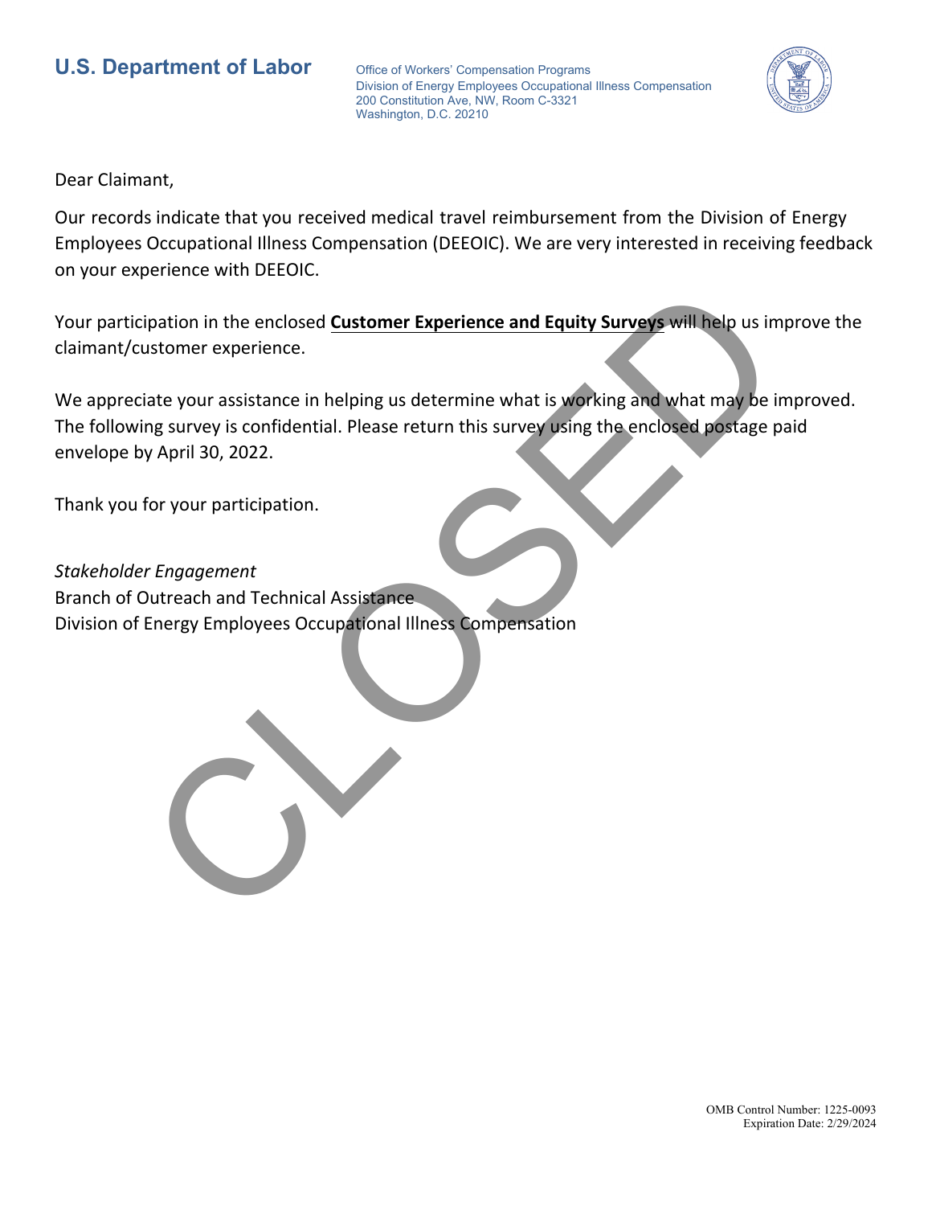**U.S. Department of Labor**

Office of Workers' Compensation Programs
Division of Energy Employees Occupational Illness Compensation
200 Constitution Ave, NW, Room C-3321
Washington, D.C. 20210

CLOSED

Dear Claimant,

Our records indicate that you received medical travel reimbursement from the Division of Energy Employees Occupational Illness Compensation (DEEOIC). We are very interested in receiving feedback on your experience with DEEOIC.

Your participation in the enclosed **Customer Experience and Equity Surveys** will help us improve the claimant/customer experience.

We appreciate your assistance in helping us determine what is working and what may be improved. The following survey is confidential. Please return this survey using the enclosed postage paid envelope by April 30, 2022.

Thank you for your participation.

*Stakeholder Engagement*
Branch of Outreach and Technical Assistance
Division of Energy Employees Occupational Illness Compensation

OMB Control Number: 1225-0093
Expiration Date: 2/29/2024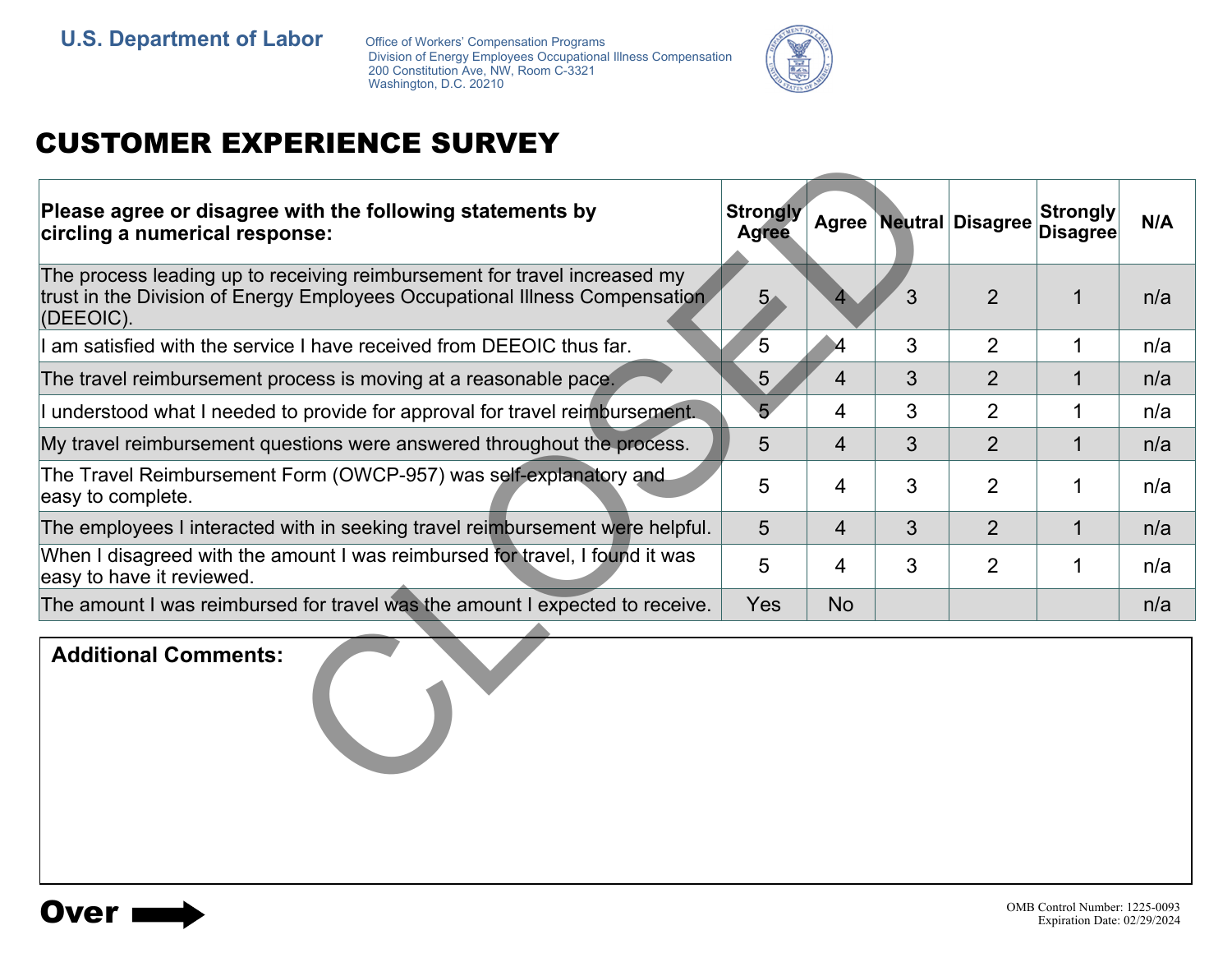U.S. Department of Labor

Office of Workers' Compensation Programs
Division of Energy Employees Occupational Illness Compensation
200 Constitution Ave, NW, Room C-3321
Washington, D.C. 20210

# CUSTOMER EXPERIENCE SURVEY

| Please agree or disagree with the following statements by circling a numerical response: | Strongly Agree | Agree | Neutral | Disagree | Strongly Disagree | N/A |
|---|---|---|---|---|---|---|
| The process leading up to receiving reimbursement for travel increased my trust in the Division of Energy Employees Occupational Illness Compensation (DEEOIC). | 5 | 4 | 3 | 2 | 1 | n/a |
| I am satisfied with the service I have received from DEEOIC thus far. | 5 | 4 | 3 | 2 | 1 | n/a |
| The travel reimbursement process is moving at a reasonable pace. | 5 | 4 | 3 | 2 | 1 | n/a |
| I understood what I needed to provide for approval for travel reimbursement. | 5 | 4 | 3 | 2 | 1 | n/a |
| My travel reimbursement questions were answered throughout the process. | 5 | 4 | 3 | 2 | 1 | n/a |
| The Travel Reimbursement Form (OWCP-957) was self-explanatory and easy to complete. | 5 | 4 | 3 | 2 | 1 | n/a |
| The employees I interacted with in seeking travel reimbursement were helpful. | 5 | 4 | 3 | 2 | 1 | n/a |
| When I disagreed with the amount I was reimbursed for travel, I found it was easy to have it reviewed. | 5 | 4 | 3 | 2 | 1 | n/a |
| The amount I was reimbursed for travel was the amount I expected to receive. | Yes | No | | | | n/a |

**Additional Comments:**

CLOSED

**Over** ➡

OMB Control Number: 1225-0093
Expiration Date: 02/29/2024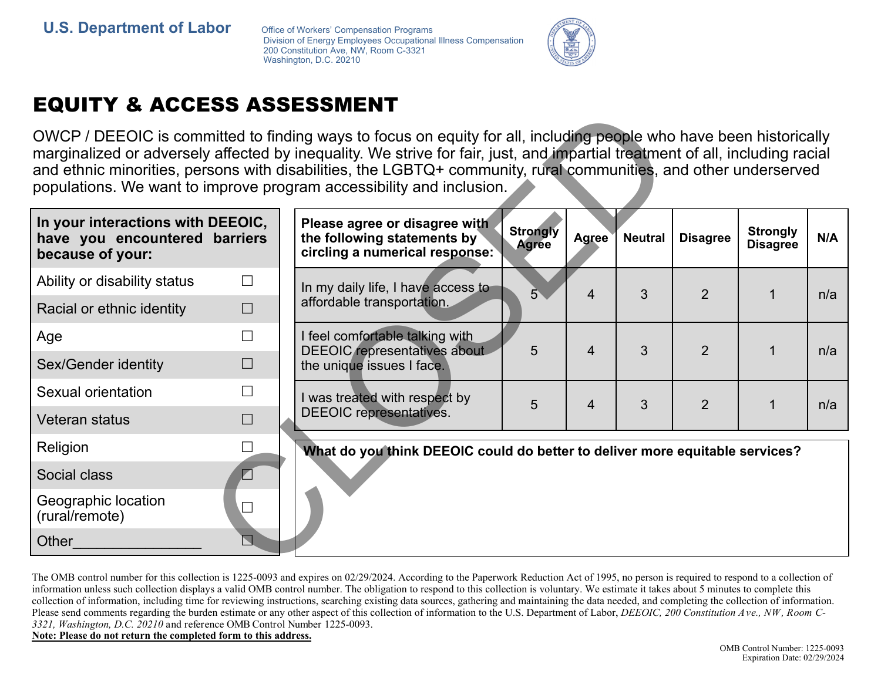**U.S. Department of Labor**

Office of Workers' Compensation Programs
Division of Energy Employees Occupational Illness Compensation
200 Constitution Ave, NW, Room C-3321
Washington, D.C. 20210

CLOSED

# EQUITY & ACCESS ASSESSMENT

OWCP / DEEOIC is committed to finding ways to focus on equity for all, including people who have been historically marginalized or adversely affected by inequality. We strive for fair, just, and impartial treatment of all, including racial and ethnic minorities, persons with disabilities, the LGBTQ+ community, rural communities, and other underserved populations. We want to improve program accessibility and inclusion.

| In your interactions with DEEOIC, have you encountered barriers because of your: | |
|---|---|
| Ability or disability status | ☐ |
| Racial or ethnic identity | ☐ |
| Age | ☐ |
| Sex/Gender identity | ☐ |
| Sexual orientation | ☐ |
| Veteran status | ☐ |
| Religion | ☐ |
| Social class | ☐ |
| Geographic location (rural/remote) | ☐ |
| Other________________ | ☐ |

| Please agree or disagree with the following statements by circling a numerical response: | Strongly Agree | Agree | Neutral | Disagree | Strongly Disagree | N/A |
|---|---|---|---|---|---|---|
| In my daily life, I have access to affordable transportation. | 5 | 4 | 3 | 2 | 1 | n/a |
| I feel comfortable talking with DEEOIC representatives about the unique issues I face. | 5 | 4 | 3 | 2 | 1 | n/a |
| I was treated with respect by DEEOIC representatives. | 5 | 4 | 3 | 2 | 1 | n/a |

**What do you think DEEOIC could do better to deliver more equitable services?**

The OMB control number for this collection is 1225-0093 and expires on 02/29/2024. According to the Paperwork Reduction Act of 1995, no person is required to respond to a collection of information unless such collection displays a valid OMB control number. The obligation to respond to this collection is voluntary. We estimate it takes about 5 minutes to complete this collection of information, including time for reviewing instructions, searching existing data sources, gathering and maintaining the data needed, and completing the collection of information. Please send comments regarding the burden estimate or any other aspect of this collection of information to the U.S. Department of Labor, *DEEOIC, 200 Constitution Ave., NW, Room C-3321, Washington, D.C. 20210* and reference OMB Control Number 1225-0093.
**Note: Please do not return the completed form to this address.**

OMB Control Number: 1225-0093
Expiration Date: 02/29/2024